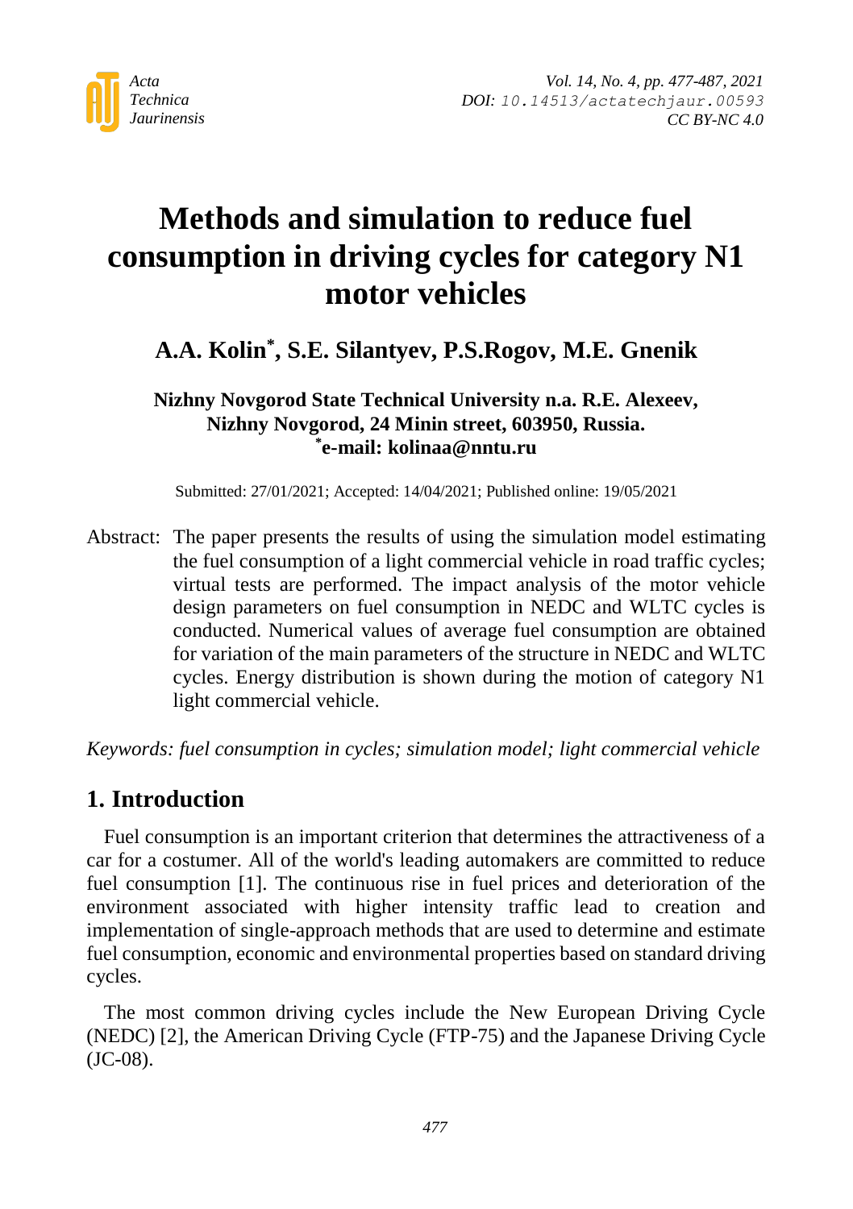# Methods and simulation to reduce fuel consumption in driving cycles for category N1 motor vehicles

**A.A. Kolin*, S.E. Silantyev, P.S.Rogov, M.E. Gnenik**

**Nizhny Novgorod State Technical University n.a. R.E. Alexeev, Nizhny Novgorod, 24 Minin street, 603950, Russia.**
**\*e-mail: kolinaa@nntu.ru**

Submitted: 27/01/2021; Accepted: 14/04/2021; Published online: 19/05/2021

Abstract: The paper presents the results of using the simulation model estimating the fuel consumption of a light commercial vehicle in road traffic cycles; virtual tests are performed. The impact analysis of the motor vehicle design parameters on fuel consumption in NEDC and WLTC cycles is conducted. Numerical values of average fuel consumption are obtained for variation of the main parameters of the structure in NEDC and WLTC cycles. Energy distribution is shown during the motion of category N1 light commercial vehicle.

*Keywords: fuel consumption in cycles; simulation model; light commercial vehicle*

## 1. Introduction

Fuel consumption is an important criterion that determines the attractiveness of a car for a costumer. All of the world's leading automakers are committed to reduce fuel consumption [1]. The continuous rise in fuel prices and deterioration of the environment associated with higher intensity traffic lead to creation and implementation of single-approach methods that are used to determine and estimate fuel consumption, economic and environmental properties based on standard driving cycles.

The most common driving cycles include the New European Driving Cycle (NEDC) [2], the American Driving Cycle (FTP-75) and the Japanese Driving Cycle (JC-08).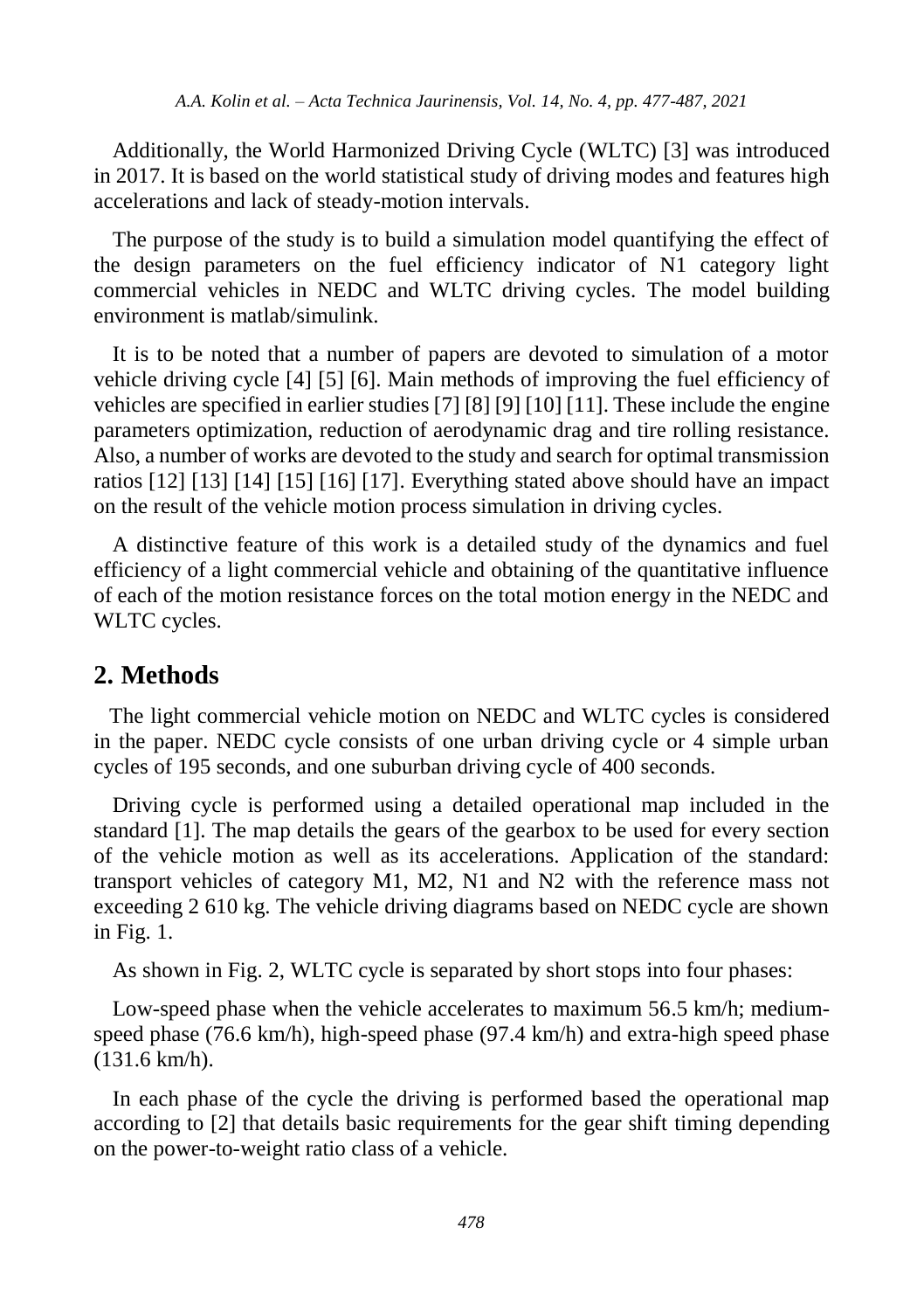Additionally, the World Harmonized Driving Cycle (WLTC) [3] was introduced in 2017. It is based on the world statistical study of driving modes and features high accelerations and lack of steady-motion intervals.

The purpose of the study is to build a simulation model quantifying the effect of the design parameters on the fuel efficiency indicator of N1 category light commercial vehicles in NEDC and WLTC driving cycles. The model building environment is matlab/simulink.

It is to be noted that a number of papers are devoted to simulation of a motor vehicle driving cycle [4] [5] [6]. Main methods of improving the fuel efficiency of vehicles are specified in earlier studies [7] [8] [9] [10] [11]. These include the engine parameters optimization, reduction of aerodynamic drag and tire rolling resistance. Also, a number of works are devoted to the study and search for optimal transmission ratios [12] [13] [14] [15] [16] [17]. Everything stated above should have an impact on the result of the vehicle motion process simulation in driving cycles.

A distinctive feature of this work is a detailed study of the dynamics and fuel efficiency of a light commercial vehicle and obtaining of the quantitative influence of each of the motion resistance forces on the total motion energy in the NEDC and WLTC cycles.

## 2. Methods

The light commercial vehicle motion on NEDC and WLTC cycles is considered in the paper. NEDC cycle consists of one urban driving cycle or 4 simple urban cycles of 195 seconds, and one suburban driving cycle of 400 seconds.

Driving cycle is performed using a detailed operational map included in the standard [1]. The map details the gears of the gearbox to be used for every section of the vehicle motion as well as its accelerations. Application of the standard: transport vehicles of category M1, M2, N1 and N2 with the reference mass not exceeding 2 610 kg. The vehicle driving diagrams based on NEDC cycle are shown in Fig. 1.

As shown in Fig. 2, WLTC cycle is separated by short stops into four phases:

Low-speed phase when the vehicle accelerates to maximum 56.5 km/h; medium-speed phase (76.6 km/h), high-speed phase (97.4 km/h) and extra-high speed phase (131.6 km/h).

In each phase of the cycle the driving is performed based the operational map according to [2] that details basic requirements for the gear shift timing depending on the power-to-weight ratio class of a vehicle.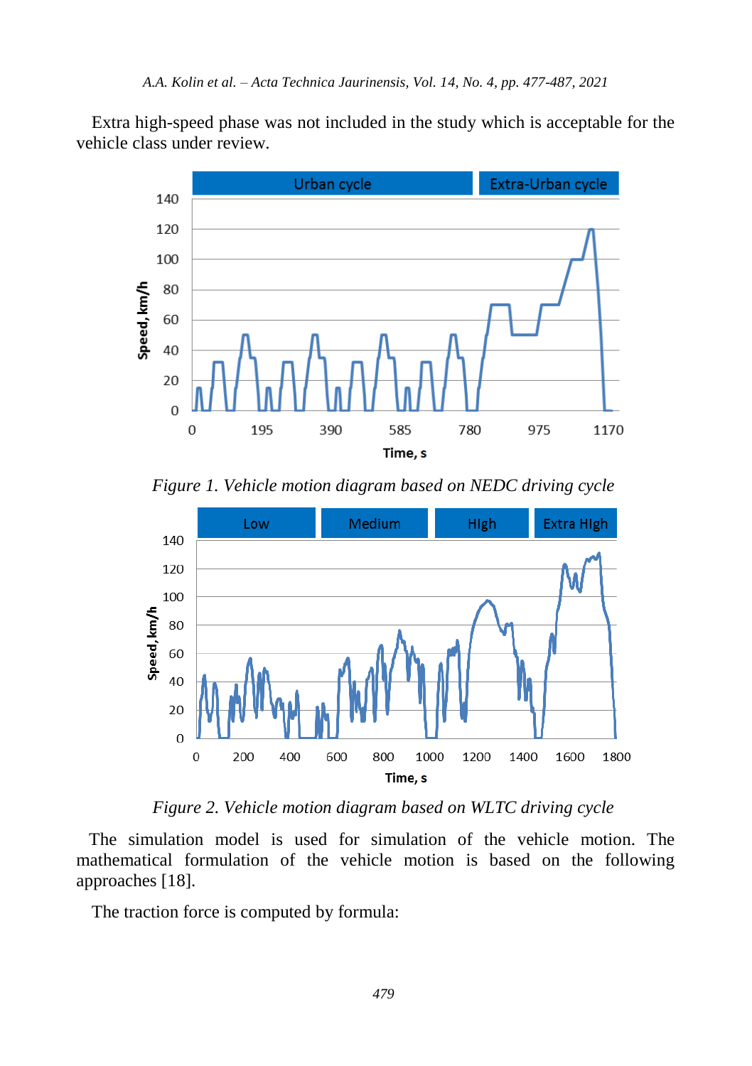Extra high-speed phase was not included in the study which is acceptable for the vehicle class under review.

*Figure 1. Vehicle motion diagram based on NEDC driving cycle*

*Figure 2. Vehicle motion diagram based on WLTC driving cycle*

The simulation model is used for simulation of the vehicle motion. The mathematical formulation of the vehicle motion is based on the following approaches [18].

The traction force is computed by formula: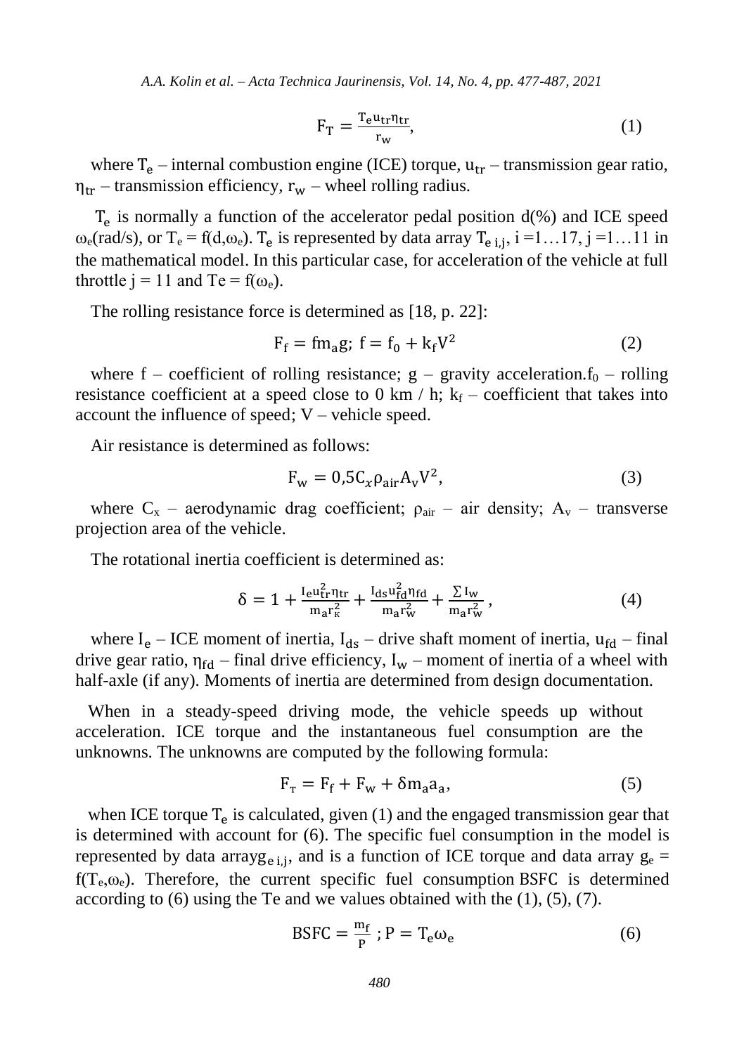$$F_T = \frac{T_e u_{tr} \eta_{tr}}{r_w}, \tag{1}$$

where $T_e$ – internal combustion engine (ICE) torque, $u_{tr}$ – transmission gear ratio, $\eta_{tr}$ – transmission efficiency, $r_w$ – wheel rolling radius.

$T_e$ is normally a function of the accelerator pedal position d(%) and ICE speed $\omega_e$(rad/s), or $T_e = f(d,\omega_e)$. $T_e$ is represented by data array $T_{e\ i,j}$, i =1…17, j =1…11 in the mathematical model. In this particular case, for acceleration of the vehicle at full throttle j = 11 and $Te = f(\omega_e)$.

The rolling resistance force is determined as [18, p. 22]:

$$F_f = f m_a g;\ f = f_0 + k_f V^2 \tag{2}$$

where f – coefficient of rolling resistance; g – gravity acceleration.$f_0$ – rolling resistance coefficient at a speed close to 0 km / h; $k_f$ – coefficient that takes into account the influence of speed; V – vehicle speed.

Air resistance is determined as follows:

$$F_w = 0{,}5 C_x \rho_{air} A_v V^2, \tag{3}$$

where $C_x$ – aerodynamic drag coefficient; $\rho_{air}$ – air density; $A_v$ – transverse projection area of the vehicle.

The rotational inertia coefficient is determined as:

$$\delta = 1 + \frac{I_e u_{tr}^2 \eta_{tr}}{m_a r_к^2} + \frac{I_{ds} u_{fd}^2 \eta_{fd}}{m_a r_w^2} + \frac{\sum I_w}{m_a r_w^2}, \tag{4}$$

where $I_e$ – ICE moment of inertia, $I_{ds}$ – drive shaft moment of inertia, $u_{fd}$ – final drive gear ratio, $\eta_{fd}$ – final drive efficiency, $I_w$ – moment of inertia of a wheel with half-axle (if any). Moments of inertia are determined from design documentation.

When in a steady-speed driving mode, the vehicle speeds up without acceleration. ICE torque and the instantaneous fuel consumption are the unknowns. The unknowns are computed by the following formula:

$$F_т = F_f + F_w + \delta m_a a_a, \tag{5}$$

when ICE torque $T_e$ is calculated, given (1) and the engaged transmission gear that is determined with account for (6). The specific fuel consumption in the model is represented by data array$g_{e\ i,j}$, and is a function of ICE torque and data array $g_e = f(T_e,\omega_e)$. Therefore, the current specific fuel consumption BSFC is determined according to (6) using the Te and we values obtained with the (1), (5), (7).

$$BSFC = \frac{m_f}{P};\ P = T_e \omega_e \tag{6}$$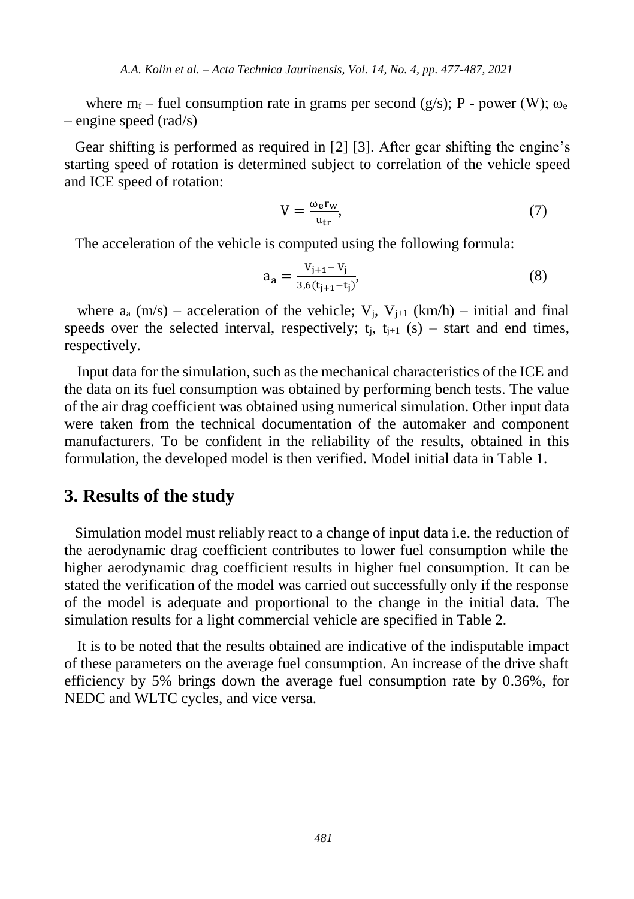where $m_f$ – fuel consumption rate in grams per second (g/s); P - power (W); $\omega_e$ – engine speed (rad/s)

Gear shifting is performed as required in [2] [3]. After gear shifting the engine's starting speed of rotation is determined subject to correlation of the vehicle speed and ICE speed of rotation:

$$V = \frac{\omega_e r_w}{u_{tr}}, \tag{7}$$

The acceleration of the vehicle is computed using the following formula:

$$a_a = \frac{V_{j+1} - V_j}{3{,}6(t_{j+1} - t_j)}, \tag{8}$$

where $a_a$ (m/s) – acceleration of the vehicle; $V_j$, $V_{j+1}$ (km/h) – initial and final speeds over the selected interval, respectively; $t_j$, $t_{j+1}$ (s) – start and end times, respectively.

Input data for the simulation, such as the mechanical characteristics of the ICE and the data on its fuel consumption was obtained by performing bench tests. The value of the air drag coefficient was obtained using numerical simulation. Other input data were taken from the technical documentation of the automaker and component manufacturers. To be confident in the reliability of the results, obtained in this formulation, the developed model is then verified. Model initial data in Table 1.

## 3. Results of the study

Simulation model must reliably react to a change of input data i.e. the reduction of the aerodynamic drag coefficient contributes to lower fuel consumption while the higher aerodynamic drag coefficient results in higher fuel consumption. It can be stated the verification of the model was carried out successfully only if the response of the model is adequate and proportional to the change in the initial data. The simulation results for a light commercial vehicle are specified in Table 2.

It is to be noted that the results obtained are indicative of the indisputable impact of these parameters on the average fuel consumption. An increase of the drive shaft efficiency by 5% brings down the average fuel consumption rate by 0.36%, for NEDC and WLTC cycles, and vice versa.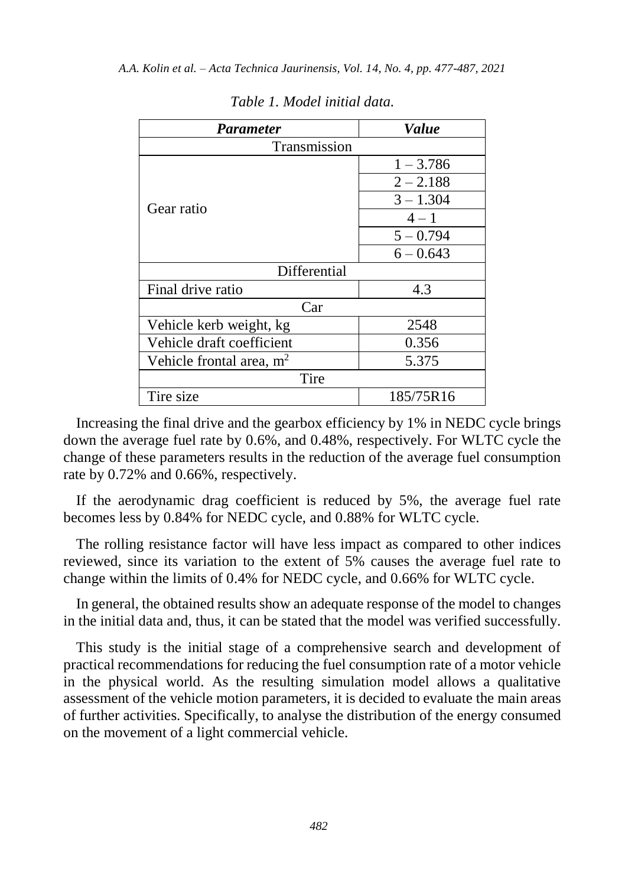*Table 1. Model initial data.*

| ***Parameter*** | ***Value*** |
|---|---|
| Transmission | |
| Gear ratio | 1 – 3.786 |
| | 2 – 2.188 |
| | 3 – 1.304 |
| | 4 – 1 |
| | 5 – 0.794 |
| | 6 – 0.643 |
| Differential | |
| Final drive ratio | 4.3 |
| Car | |
| Vehicle kerb weight, kg | 2548 |
| Vehicle draft coefficient | 0.356 |
| Vehicle frontal area, $m^2$ | 5.375 |
| Tire | |
| Tire size | 185/75R16 |

Increasing the final drive and the gearbox efficiency by 1% in NEDC cycle brings down the average fuel rate by 0.6%, and 0.48%, respectively. For WLTC cycle the change of these parameters results in the reduction of the average fuel consumption rate by 0.72% and 0.66%, respectively.

If the aerodynamic drag coefficient is reduced by 5%, the average fuel rate becomes less by 0.84% for NEDC cycle, and 0.88% for WLTC cycle.

The rolling resistance factor will have less impact as compared to other indices reviewed, since its variation to the extent of 5% causes the average fuel rate to change within the limits of 0.4% for NEDC cycle, and 0.66% for WLTC cycle.

In general, the obtained results show an adequate response of the model to changes in the initial data and, thus, it can be stated that the model was verified successfully.

This study is the initial stage of a comprehensive search and development of practical recommendations for reducing the fuel consumption rate of a motor vehicle in the physical world. As the resulting simulation model allows a qualitative assessment of the vehicle motion parameters, it is decided to evaluate the main areas of further activities. Specifically, to analyse the distribution of the energy consumed on the movement of a light commercial vehicle.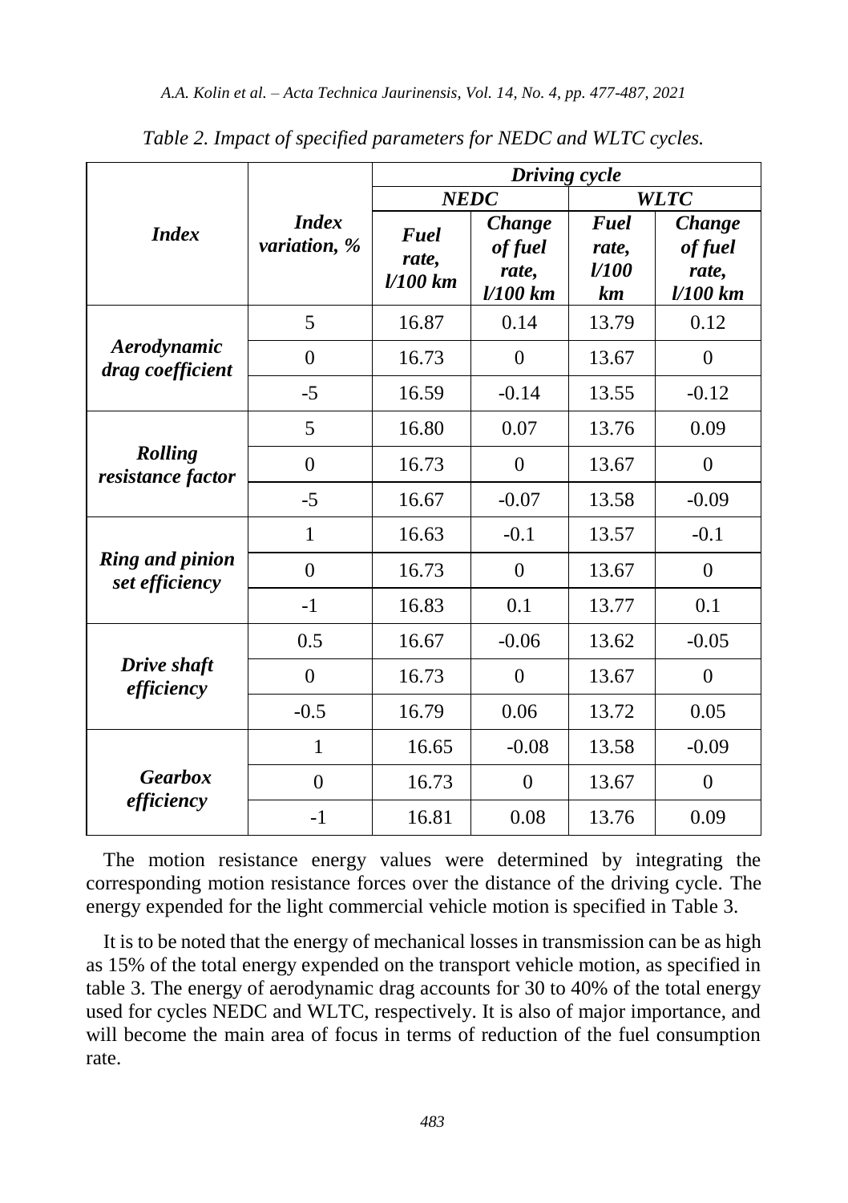*Table 2. Impact of specified parameters for NEDC and WLTC cycles.*

| ***Index*** | ***Index variation, %*** | ***Driving cycle*** | | | |
|---|---|---|---|---|---|
| | | ***NEDC*** | | ***WLTC*** | |
| | | ***Fuel rate, l/100 km*** | ***Change of fuel rate, l/100 km*** | ***Fuel rate, l/100 km*** | ***Change of fuel rate, l/100 km*** |
| ***Aerodynamic drag coefficient*** | 5 | 16.87 | 0.14 | 13.79 | 0.12 |
| | 0 | 16.73 | 0 | 13.67 | 0 |
| | -5 | 16.59 | -0.14 | 13.55 | -0.12 |
| ***Rolling resistance factor*** | 5 | 16.80 | 0.07 | 13.76 | 0.09 |
| | 0 | 16.73 | 0 | 13.67 | 0 |
| | -5 | 16.67 | -0.07 | 13.58 | -0.09 |
| ***Ring and pinion set efficiency*** | 1 | 16.63 | -0.1 | 13.57 | -0.1 |
| | 0 | 16.73 | 0 | 13.67 | 0 |
| | -1 | 16.83 | 0.1 | 13.77 | 0.1 |
| ***Drive shaft efficiency*** | 0.5 | 16.67 | -0.06 | 13.62 | -0.05 |
| | 0 | 16.73 | 0 | 13.67 | 0 |
| | -0.5 | 16.79 | 0.06 | 13.72 | 0.05 |
| ***Gearbox efficiency*** | 1 | 16.65 | -0.08 | 13.58 | -0.09 |
| | 0 | 16.73 | 0 | 13.67 | 0 |
| | -1 | 16.81 | 0.08 | 13.76 | 0.09 |

The motion resistance energy values were determined by integrating the corresponding motion resistance forces over the distance of the driving cycle. The energy expended for the light commercial vehicle motion is specified in Table 3.

It is to be noted that the energy of mechanical losses in transmission can be as high as 15% of the total energy expended on the transport vehicle motion, as specified in table 3. The energy of aerodynamic drag accounts for 30 to 40% of the total energy used for cycles NEDC and WLTC, respectively. It is also of major importance, and will become the main area of focus in terms of reduction of the fuel consumption rate.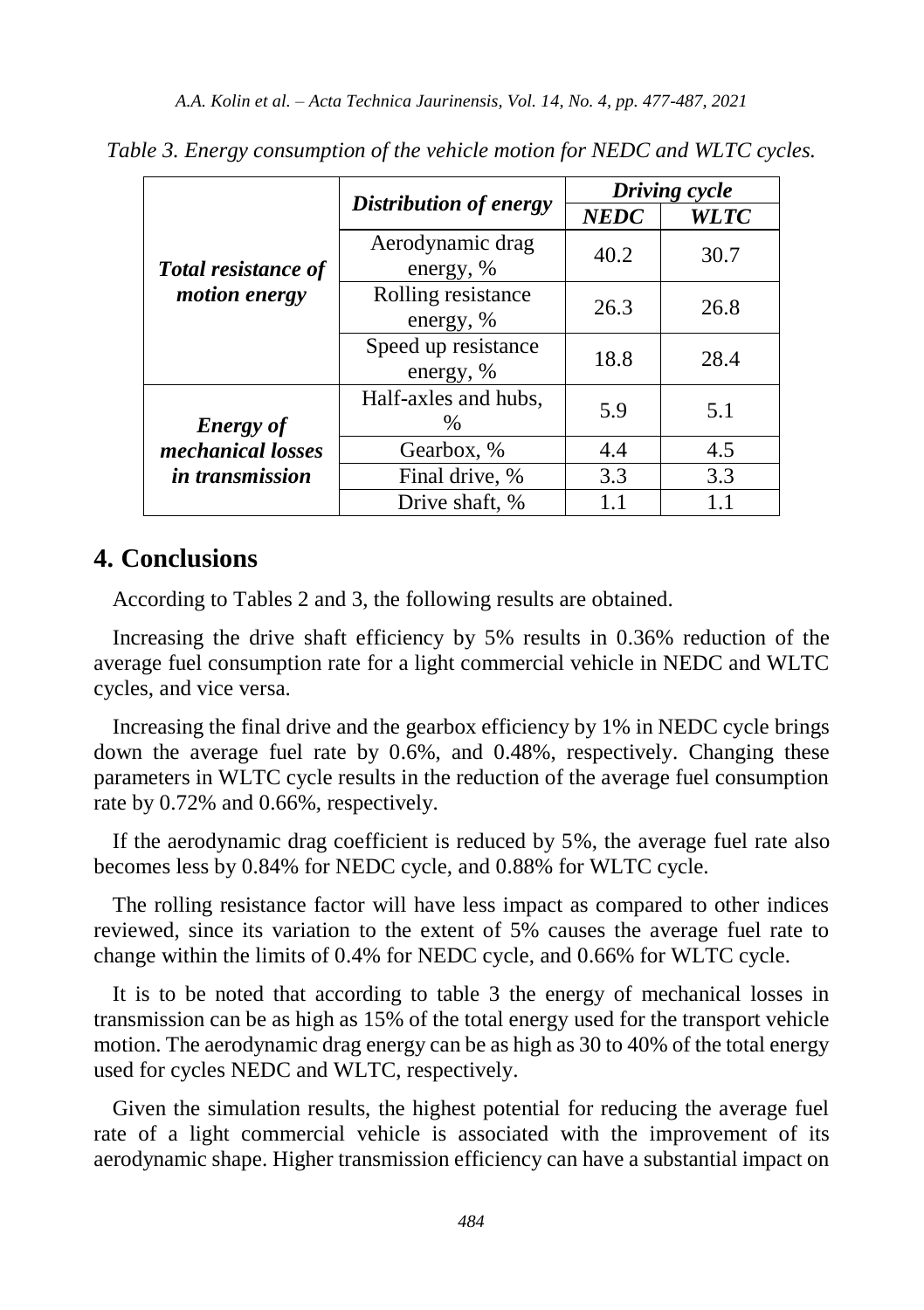*Table 3. Energy consumption of the vehicle motion for NEDC and WLTC cycles.*

| | Distribution of energy | Driving cycle | |
|---|---|---|---|
| | | **NEDC** | **WLTC** |
| ***Total resistance of motion energy*** | Aerodynamic drag energy, % | 40.2 | 30.7 |
| | Rolling resistance energy, % | 26.3 | 26.8 |
| | Speed up resistance energy, % | 18.8 | 28.4 |
| ***Energy of mechanical losses in transmission*** | Half-axles and hubs, % | 5.9 | 5.1 |
| | Gearbox, % | 4.4 | 4.5 |
| | Final drive, % | 3.3 | 3.3 |
| | Drive shaft, % | 1.1 | 1.1 |

## 4. Conclusions

According to Tables 2 and 3, the following results are obtained.

Increasing the drive shaft efficiency by 5% results in 0.36% reduction of the average fuel consumption rate for a light commercial vehicle in NEDC and WLTC cycles, and vice versa.

Increasing the final drive and the gearbox efficiency by 1% in NEDC cycle brings down the average fuel rate by 0.6%, and 0.48%, respectively. Changing these parameters in WLTC cycle results in the reduction of the average fuel consumption rate by 0.72% and 0.66%, respectively.

If the aerodynamic drag coefficient is reduced by 5%, the average fuel rate also becomes less by 0.84% for NEDC cycle, and 0.88% for WLTC cycle.

The rolling resistance factor will have less impact as compared to other indices reviewed, since its variation to the extent of 5% causes the average fuel rate to change within the limits of 0.4% for NEDC cycle, and 0.66% for WLTC cycle.

It is to be noted that according to table 3 the energy of mechanical losses in transmission can be as high as 15% of the total energy used for the transport vehicle motion. The aerodynamic drag energy can be as high as 30 to 40% of the total energy used for cycles NEDC and WLTC, respectively.

Given the simulation results, the highest potential for reducing the average fuel rate of a light commercial vehicle is associated with the improvement of its aerodynamic shape. Higher transmission efficiency can have a substantial impact on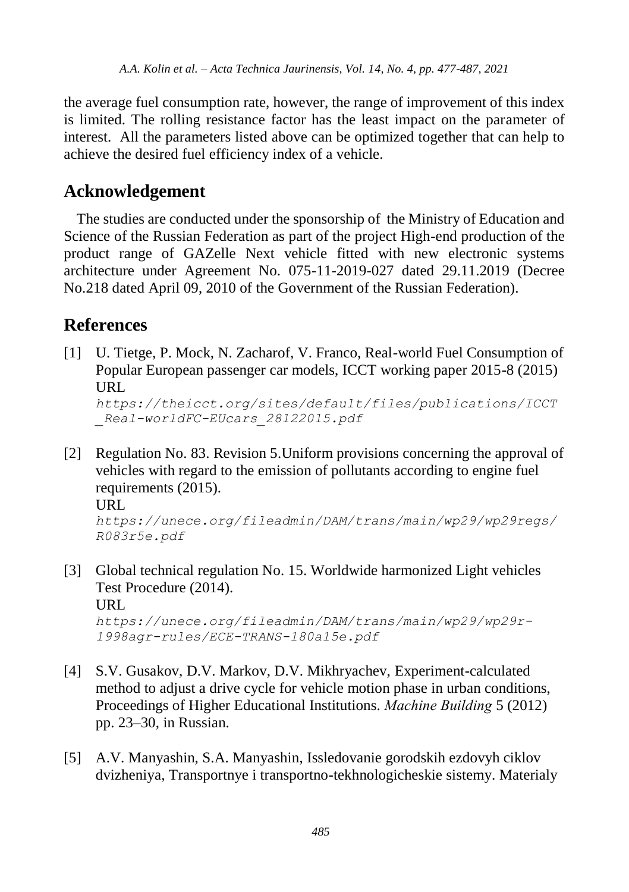the average fuel consumption rate, however, the range of improvement of this index is limited. The rolling resistance factor has the least impact on the parameter of interest. All the parameters listed above can be optimized together that can help to achieve the desired fuel efficiency index of a vehicle.

## Acknowledgement

The studies are conducted under the sponsorship of the Ministry of Education and Science of the Russian Federation as part of the project High-end production of the product range of GAZelle Next vehicle fitted with new electronic systems architecture under Agreement No. 075-11-2019-027 dated 29.11.2019 (Decree No.218 dated April 09, 2010 of the Government of the Russian Federation).

## References

[1] U. Tietge, P. Mock, N. Zacharof, V. Franco, Real-world Fuel Consumption of Popular European passenger car models, ICCT working paper 2015-8 (2015) URL *https://theicct.org/sites/default/files/publications/ICCT_Real-worldFC-EUcars_28122015.pdf*

[2] Regulation No. 83. Revision 5.Uniform provisions concerning the approval of vehicles with regard to the emission of pollutants according to engine fuel requirements (2015). URL *https://unece.org/fileadmin/DAM/trans/main/wp29/wp29regs/R083r5e.pdf*

[3] Global technical regulation No. 15. Worldwide harmonized Light vehicles Test Procedure (2014). URL *https://unece.org/fileadmin/DAM/trans/main/wp29/wp29r-1998agr-rules/ECE-TRANS-180a15e.pdf*

[4] S.V. Gusakov, D.V. Markov, D.V. Mikhryachev, Experiment-calculated method to adjust a drive cycle for vehicle motion phase in urban conditions, Proceedings of Higher Educational Institutions. *Machine Building* 5 (2012) pp. 23–30, in Russian.

[5] A.V. Manyashin, S.A. Manyashin, Issledovanie gorodskih ezdovyh ciklov dvizheniya, Transportnye i transportno-tekhnologicheskie sistemy. Materialy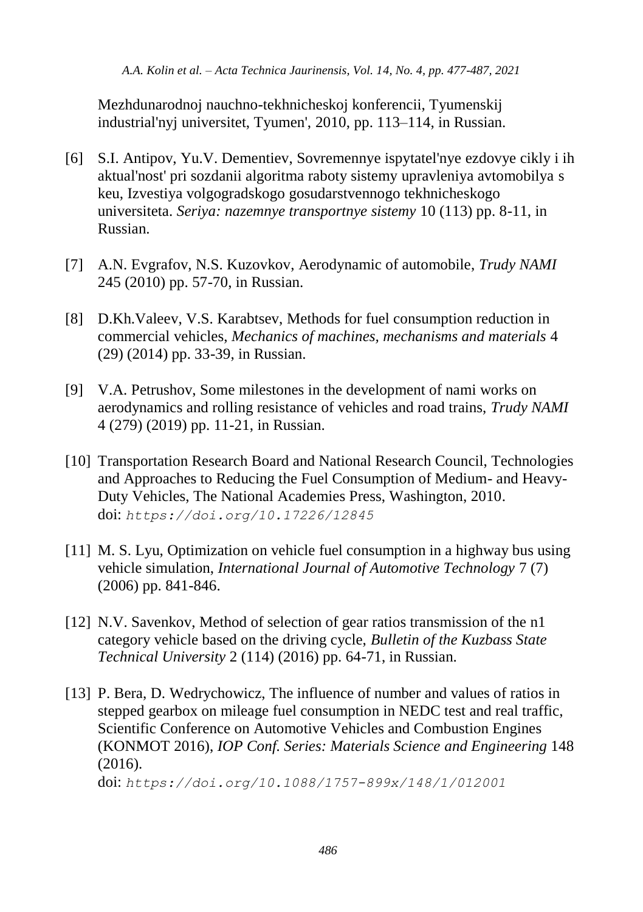Mezhdunarodnoj nauchno-tekhnicheskoj konferencii, Tyumenskij industrial'nyj universitet, Tyumen', 2010, pp. 113–114, in Russian.

[6] S.I. Antipov, Yu.V. Dementiev, Sovremennye ispytatel'nye ezdovye cikly i ih aktual'nost' pri sozdanii algoritma raboty sistemy upravleniya avtomobilya s keu, Izvestiya volgogradskogo gosudarstvennogo tekhnicheskogo universiteta. *Seriya: nazemnye transportnye sistemy* 10 (113) pp. 8-11, in Russian.

[7] A.N. Evgrafov, N.S. Kuzovkov, Aerodynamic of automobile, *Trudy NAMI* 245 (2010) pp. 57-70, in Russian.

[8] D.Kh.Valeev, V.S. Karabtsev, Methods for fuel consumption reduction in commercial vehicles, *Mechanics of machines, mechanisms and materials* 4 (29) (2014) pp. 33-39, in Russian.

[9] V.A. Petrushov, Some milestones in the development of nami works on aerodynamics and rolling resistance of vehicles and road trains, *Trudy NAMI* 4 (279) (2019) pp. 11-21, in Russian.

[10] Transportation Research Board and National Research Council, Technologies and Approaches to Reducing the Fuel Consumption of Medium- and Heavy-Duty Vehicles, The National Academies Press, Washington, 2010. doi: `https://doi.org/10.17226/12845`

[11] M. S. Lyu, Optimization on vehicle fuel consumption in a highway bus using vehicle simulation, *International Journal of Automotive Technology* 7 (7) (2006) pp. 841-846.

[12] N.V. Savenkov, Method of selection of gear ratios transmission of the n1 category vehicle based on the driving cycle, *Bulletin of the Kuzbass State Technical University* 2 (114) (2016) pp. 64-71, in Russian.

[13] P. Bera, D. Wedrychowicz, The influence of number and values of ratios in stepped gearbox on mileage fuel consumption in NEDC test and real traffic, Scientific Conference on Automotive Vehicles and Combustion Engines (KONMOT 2016), *IOP Conf. Series: Materials Science and Engineering* 148 (2016). doi: `https://doi.org/10.1088/1757-899x/148/1/012001`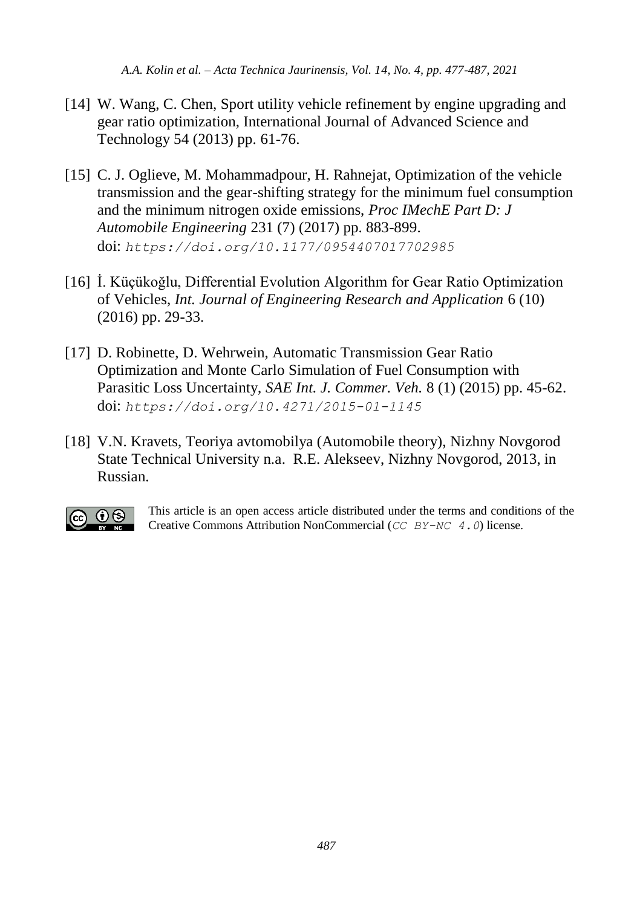[14] W. Wang, C. Chen, Sport utility vehicle refinement by engine upgrading and gear ratio optimization, International Journal of Advanced Science and Technology 54 (2013) pp. 61-76.

[15] C. J. Oglieve, M. Mohammadpour, H. Rahnejat, Optimization of the vehicle transmission and the gear-shifting strategy for the minimum fuel consumption and the minimum nitrogen oxide emissions, *Proc IMechE Part D: J Automobile Engineering* 231 (7) (2017) pp. 883-899. doi: *https://doi.org/10.1177/0954407017702985*

[16] İ. Küçükoğlu, Differential Evolution Algorithm for Gear Ratio Optimization of Vehicles, *Int. Journal of Engineering Research and Application* 6 (10) (2016) pp. 29-33.

[17] D. Robinette, D. Wehrwein, Automatic Transmission Gear Ratio Optimization and Monte Carlo Simulation of Fuel Consumption with Parasitic Loss Uncertainty, *SAE Int. J. Commer. Veh.* 8 (1) (2015) pp. 45-62. doi: *https://doi.org/10.4271/2015-01-1145*

[18] V.N. Kravets, Teoriya avtomobilya (Automobile theory), Nizhny Novgorod State Technical University n.a. R.E. Alekseev, Nizhny Novgorod, 2013, in Russian.

This article is an open access article distributed under the terms and conditions of the Creative Commons Attribution NonCommercial (*CC BY-NC 4.0*) license.